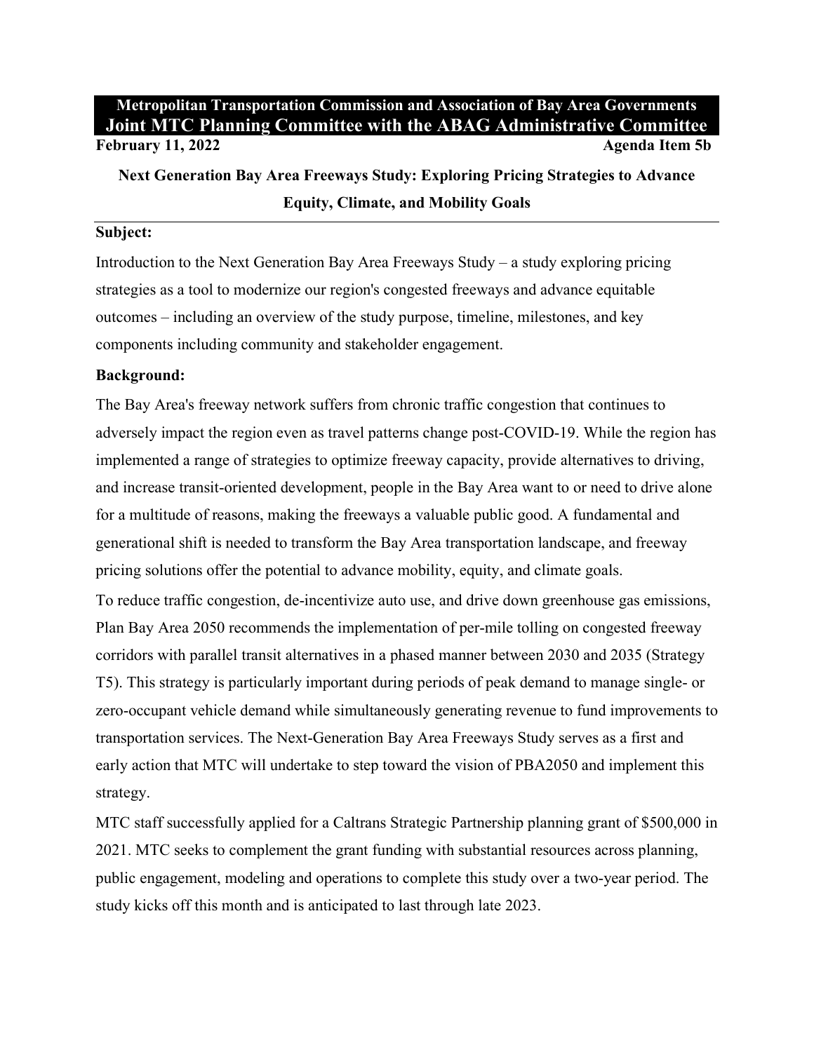**Metropolitan Transportation Commission and Association of Bay Area Governments**

**Joint MTC Planning Committee with the ABAG Administrative Committee**

**February 11, 2022** **Agenda Item 5b**

# Next Generation Bay Area Freeways Study: Exploring Pricing Strategies to Advance Equity, Climate, and Mobility Goals

**Subject:**

Introduction to the Next Generation Bay Area Freeways Study – a study exploring pricing strategies as a tool to modernize our region's congested freeways and advance equitable outcomes – including an overview of the study purpose, timeline, milestones, and key components including community and stakeholder engagement.

**Background:**

The Bay Area's freeway network suffers from chronic traffic congestion that continues to adversely impact the region even as travel patterns change post-COVID-19. While the region has implemented a range of strategies to optimize freeway capacity, provide alternatives to driving, and increase transit-oriented development, people in the Bay Area want to or need to drive alone for a multitude of reasons, making the freeways a valuable public good. A fundamental and generational shift is needed to transform the Bay Area transportation landscape, and freeway pricing solutions offer the potential to advance mobility, equity, and climate goals.

To reduce traffic congestion, de-incentivize auto use, and drive down greenhouse gas emissions, Plan Bay Area 2050 recommends the implementation of per-mile tolling on congested freeway corridors with parallel transit alternatives in a phased manner between 2030 and 2035 (Strategy T5). This strategy is particularly important during periods of peak demand to manage single- or zero-occupant vehicle demand while simultaneously generating revenue to fund improvements to transportation services. The Next-Generation Bay Area Freeways Study serves as a first and early action that MTC will undertake to step toward the vision of PBA2050 and implement this strategy.

MTC staff successfully applied for a Caltrans Strategic Partnership planning grant of $500,000 in 2021. MTC seeks to complement the grant funding with substantial resources across planning, public engagement, modeling and operations to complete this study over a two-year period. The study kicks off this month and is anticipated to last through late 2023.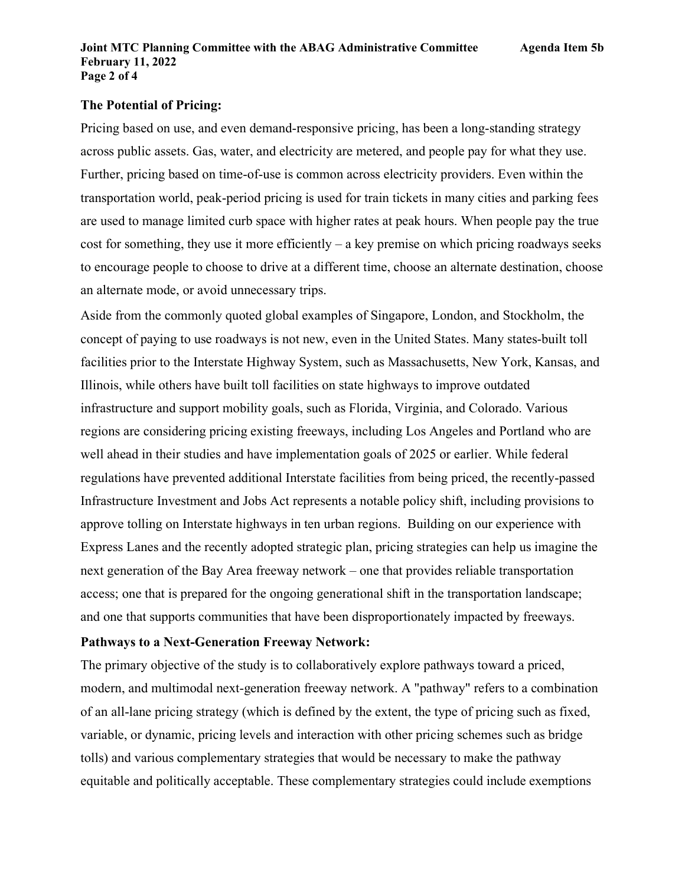**The Potential of Pricing:**

Pricing based on use, and even demand-responsive pricing, has been a long-standing strategy across public assets. Gas, water, and electricity are metered, and people pay for what they use. Further, pricing based on time-of-use is common across electricity providers. Even within the transportation world, peak-period pricing is used for train tickets in many cities and parking fees are used to manage limited curb space with higher rates at peak hours. When people pay the true cost for something, they use it more efficiently – a key premise on which pricing roadways seeks to encourage people to choose to drive at a different time, choose an alternate destination, choose an alternate mode, or avoid unnecessary trips.

Aside from the commonly quoted global examples of Singapore, London, and Stockholm, the concept of paying to use roadways is not new, even in the United States. Many states-built toll facilities prior to the Interstate Highway System, such as Massachusetts, New York, Kansas, and Illinois, while others have built toll facilities on state highways to improve outdated infrastructure and support mobility goals, such as Florida, Virginia, and Colorado. Various regions are considering pricing existing freeways, including Los Angeles and Portland who are well ahead in their studies and have implementation goals of 2025 or earlier. While federal regulations have prevented additional Interstate facilities from being priced, the recently-passed Infrastructure Investment and Jobs Act represents a notable policy shift, including provisions to approve tolling on Interstate highways in ten urban regions. Building on our experience with Express Lanes and the recently adopted strategic plan, pricing strategies can help us imagine the next generation of the Bay Area freeway network – one that provides reliable transportation access; one that is prepared for the ongoing generational shift in the transportation landscape; and one that supports communities that have been disproportionately impacted by freeways.

**Pathways to a Next-Generation Freeway Network:**

The primary objective of the study is to collaboratively explore pathways toward a priced, modern, and multimodal next-generation freeway network. A "pathway" refers to a combination of an all-lane pricing strategy (which is defined by the extent, the type of pricing such as fixed, variable, or dynamic, pricing levels and interaction with other pricing schemes such as bridge tolls) and various complementary strategies that would be necessary to make the pathway equitable and politically acceptable. These complementary strategies could include exemptions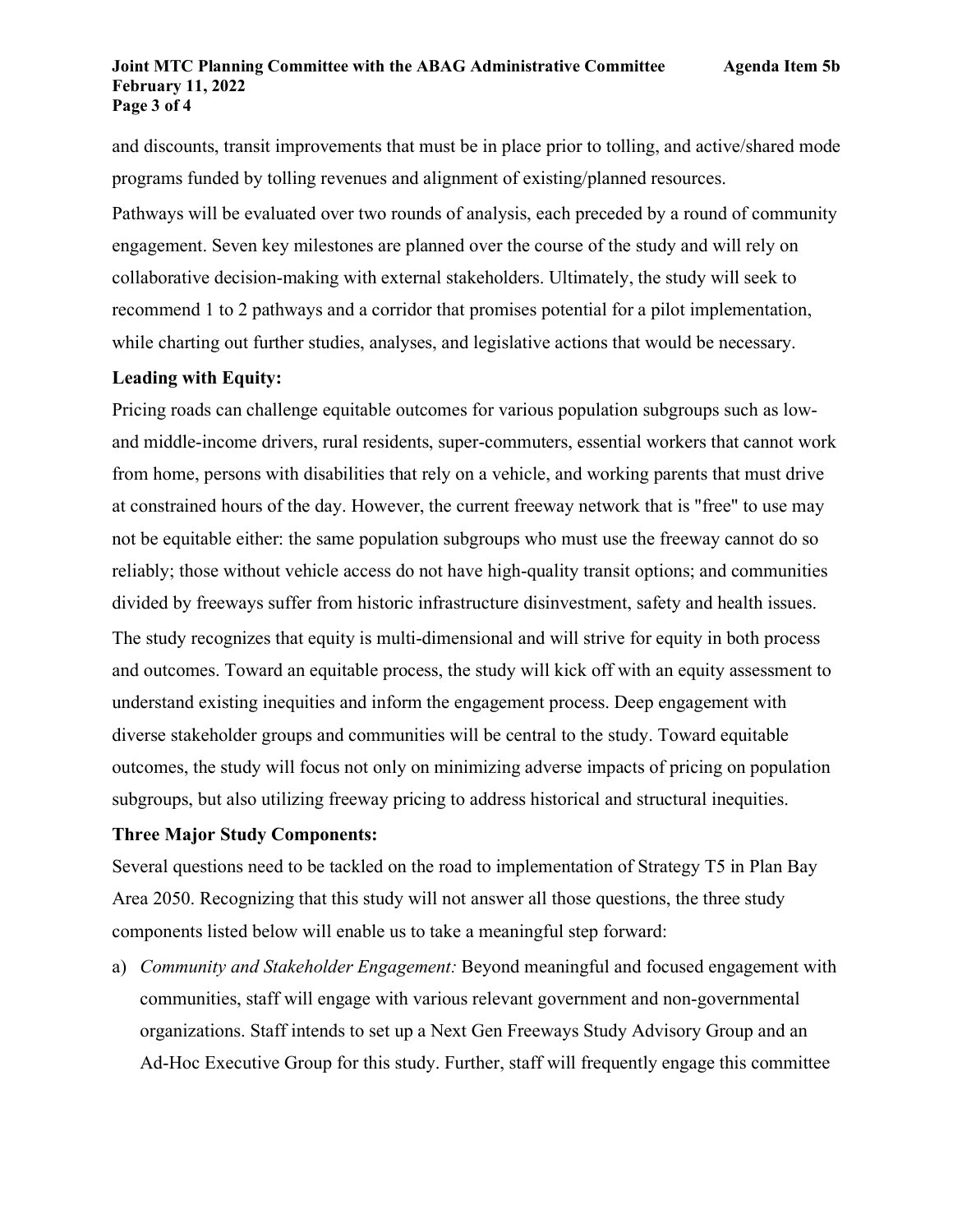and discounts, transit improvements that must be in place prior to tolling, and active/shared mode programs funded by tolling revenues and alignment of existing/planned resources.

Pathways will be evaluated over two rounds of analysis, each preceded by a round of community engagement. Seven key milestones are planned over the course of the study and will rely on collaborative decision-making with external stakeholders. Ultimately, the study will seek to recommend 1 to 2 pathways and a corridor that promises potential for a pilot implementation, while charting out further studies, analyses, and legislative actions that would be necessary.

**Leading with Equity:**

Pricing roads can challenge equitable outcomes for various population subgroups such as low- and middle-income drivers, rural residents, super-commuters, essential workers that cannot work from home, persons with disabilities that rely on a vehicle, and working parents that must drive at constrained hours of the day. However, the current freeway network that is "free" to use may not be equitable either: the same population subgroups who must use the freeway cannot do so reliably; those without vehicle access do not have high-quality transit options; and communities divided by freeways suffer from historic infrastructure disinvestment, safety and health issues.

The study recognizes that equity is multi-dimensional and will strive for equity in both process and outcomes. Toward an equitable process, the study will kick off with an equity assessment to understand existing inequities and inform the engagement process. Deep engagement with diverse stakeholder groups and communities will be central to the study. Toward equitable outcomes, the study will focus not only on minimizing adverse impacts of pricing on population subgroups, but also utilizing freeway pricing to address historical and structural inequities.

**Three Major Study Components:**

Several questions need to be tackled on the road to implementation of Strategy T5 in Plan Bay Area 2050. Recognizing that this study will not answer all those questions, the three study components listed below will enable us to take a meaningful step forward:

a) *Community and Stakeholder Engagement:* Beyond meaningful and focused engagement with communities, staff will engage with various relevant government and non-governmental organizations. Staff intends to set up a Next Gen Freeways Study Advisory Group and an Ad-Hoc Executive Group for this study. Further, staff will frequently engage this committee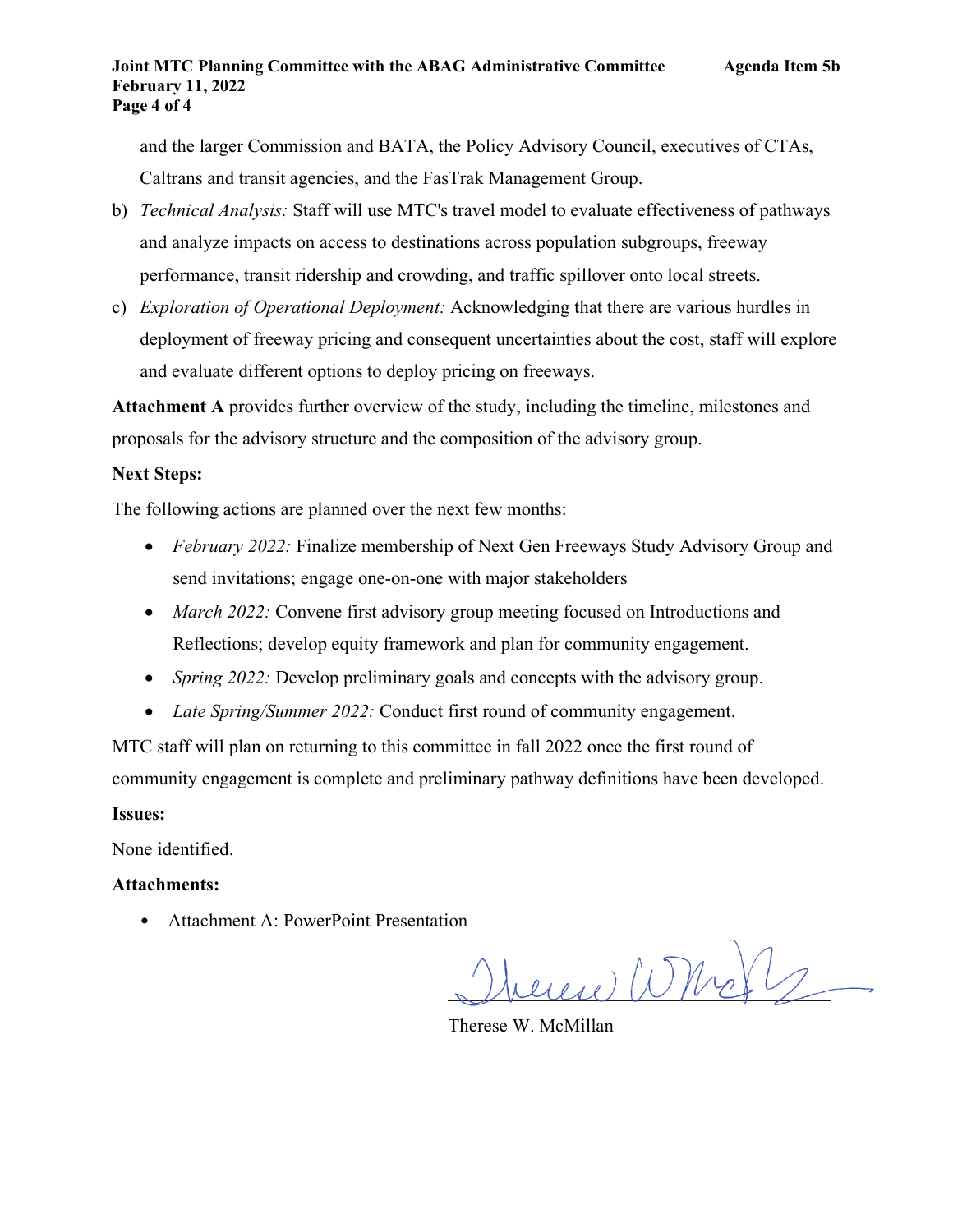and the larger Commission and BATA, the Policy Advisory Council, executives of CTAs, Caltrans and transit agencies, and the FasTrak Management Group.

b) *Technical Analysis:* Staff will use MTC's travel model to evaluate effectiveness of pathways and analyze impacts on access to destinations across population subgroups, freeway performance, transit ridership and crowding, and traffic spillover onto local streets.

c) *Exploration of Operational Deployment:* Acknowledging that there are various hurdles in deployment of freeway pricing and consequent uncertainties about the cost, staff will explore and evaluate different options to deploy pricing on freeways.

**Attachment A** provides further overview of the study, including the timeline, milestones and proposals for the advisory structure and the composition of the advisory group.

**Next Steps:**

The following actions are planned over the next few months:

- *February 2022:* Finalize membership of Next Gen Freeways Study Advisory Group and send invitations; engage one-on-one with major stakeholders
- *March 2022:* Convene first advisory group meeting focused on Introductions and Reflections; develop equity framework and plan for community engagement.
- *Spring 2022:* Develop preliminary goals and concepts with the advisory group.
- *Late Spring/Summer 2022:* Conduct first round of community engagement.

MTC staff will plan on returning to this committee in fall 2022 once the first round of community engagement is complete and preliminary pathway definitions have been developed.

**Issues:**

None identified.

**Attachments:**

- Attachment A: PowerPoint Presentation

Therese W. McMillan